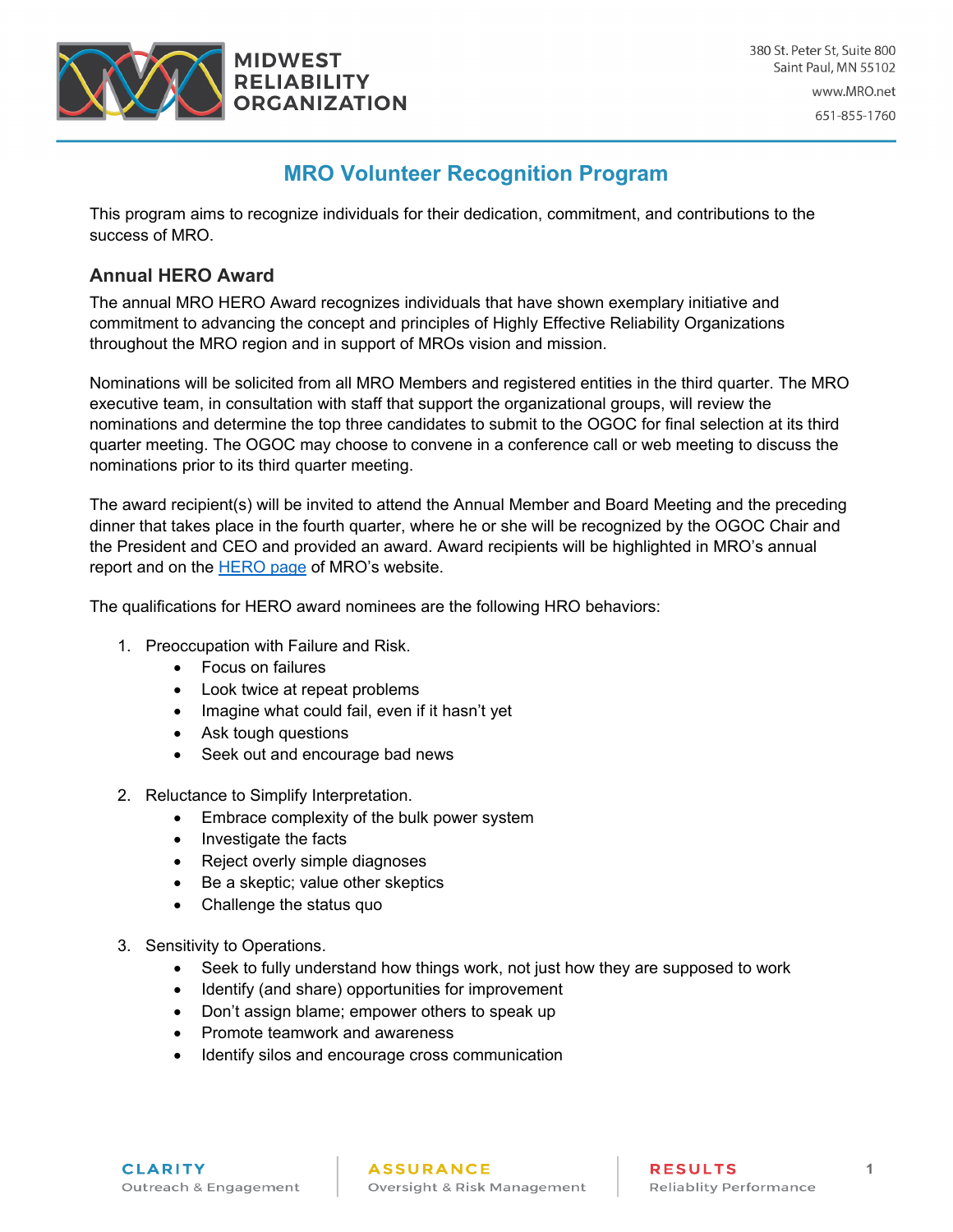# MRO Volunteer Recognition Program

This program aims to recognize individuals for their dedication, commitment, and contributions to the success of MRO.

## Annual HERO Award

The annual MRO HERO Award recognizes individuals that have shown exemplary initiative and commitment to advancing the concept and principles of Highly Effective Reliability Organizations throughout the MRO region and in support of MROs vision and mission.

Nominations will be solicited from all MRO Members and registered entities in the third quarter. The MRO executive team, in consultation with staff that support the organizational groups, will review the nominations and determine the top three candidates to submit to the OGOC for final selection at its third quarter meeting. The OGOC may choose to convene in a conference call or web meeting to discuss the nominations prior to its third quarter meeting.

The award recipient(s) will be invited to attend the Annual Member and Board Meeting and the preceding dinner that takes place in the fourth quarter, where he or she will be recognized by the OGOC Chair and the President and CEO and provided an award. Award recipients will be highlighted in MRO's annual report and on the HERO page of MRO's website.

The qualifications for HERO award nominees are the following HRO behaviors:

1. Preoccupation with Failure and Risk.
   - Focus on failures
   - Look twice at repeat problems
   - Imagine what could fail, even if it hasn't yet
   - Ask tough questions
   - Seek out and encourage bad news

2. Reluctance to Simplify Interpretation.
   - Embrace complexity of the bulk power system
   - Investigate the facts
   - Reject overly simple diagnoses
   - Be a skeptic; value other skeptics
   - Challenge the status quo

3. Sensitivity to Operations.
   - Seek to fully understand how things work, not just how they are supposed to work
   - Identify (and share) opportunities for improvement
   - Don't assign blame; empower others to speak up
   - Promote teamwork and awareness
   - Identify silos and encourage cross communication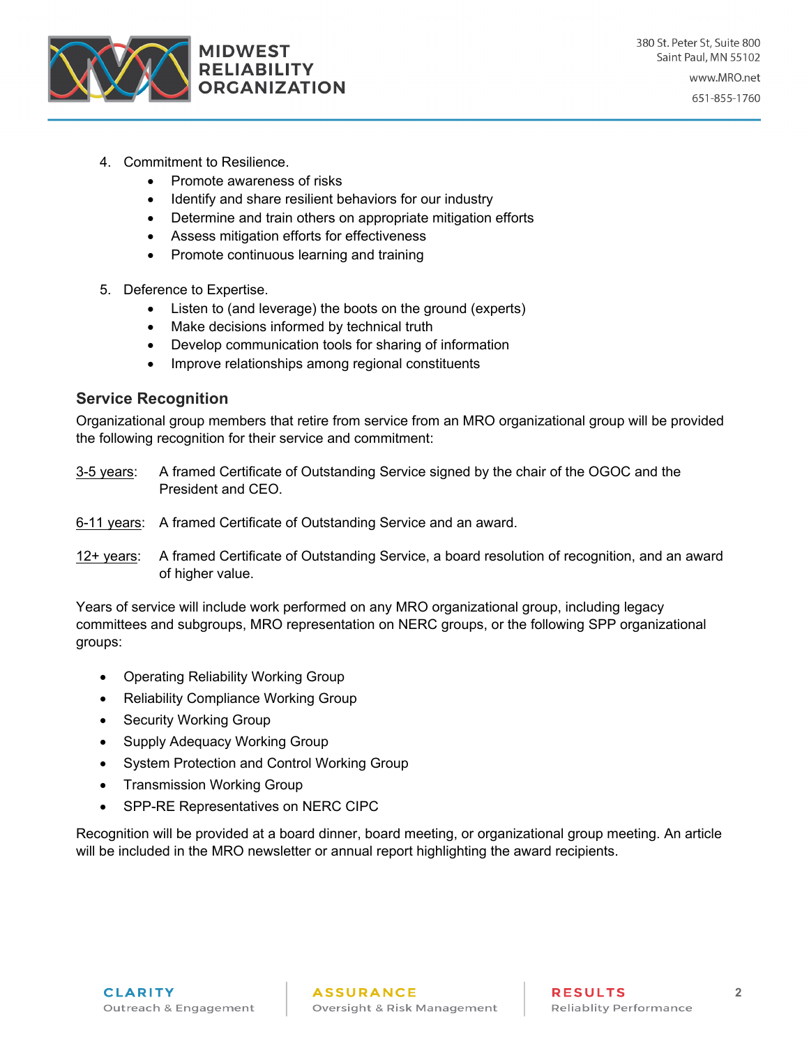4. Commitment to Resilience.
    - Promote awareness of risks
    - Identify and share resilient behaviors for our industry
    - Determine and train others on appropriate mitigation efforts
    - Assess mitigation efforts for effectiveness
    - Promote continuous learning and training

5. Deference to Expertise.
    - Listen to (and leverage) the boots on the ground (experts)
    - Make decisions informed by technical truth
    - Develop communication tools for sharing of information
    - Improve relationships among regional constituents

### Service Recognition

Organizational group members that retire from service from an MRO organizational group will be provided the following recognition for their service and commitment:

<u>3-5 years</u>: A framed Certificate of Outstanding Service signed by the chair of the OGOC and the President and CEO.

<u>6-11 years</u>: A framed Certificate of Outstanding Service and an award.

<u>12+ years</u>: A framed Certificate of Outstanding Service, a board resolution of recognition, and an award of higher value.

Years of service will include work performed on any MRO organizational group, including legacy committees and subgroups, MRO representation on NERC groups, or the following SPP organizational groups:

- Operating Reliability Working Group
- Reliability Compliance Working Group
- Security Working Group
- Supply Adequacy Working Group
- System Protection and Control Working Group
- Transmission Working Group
- SPP-RE Representatives on NERC CIPC

Recognition will be provided at a board dinner, board meeting, or organizational group meeting. An article will be included in the MRO newsletter or annual report highlighting the award recipients.